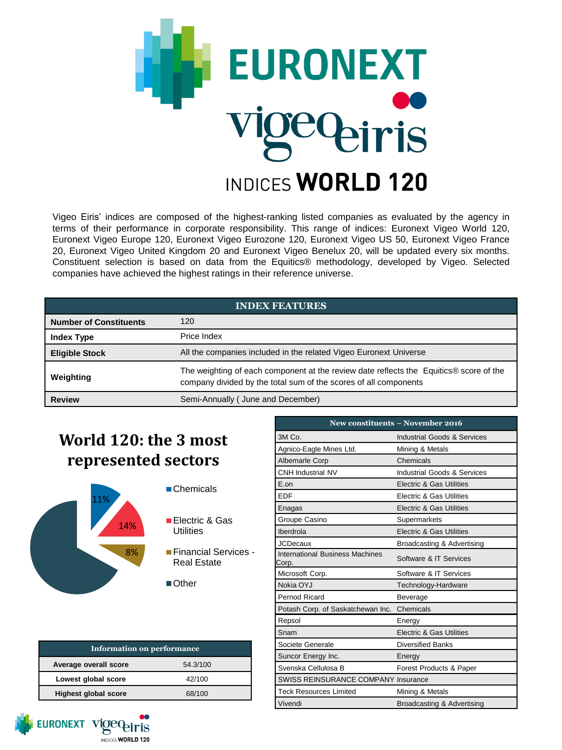# EURONEXT vigeo eiris

## INDICES WORLD 120

Vigeo Eiris' indices are composed of the highest-ranking listed companies as evaluated by the agency in terms of their performance in corporate responsibility. This range of indices: Euronext Vigeo World 120, Euronext Vigeo Europe 120, Euronext Vigeo Eurozone 120, Euronext Vigeo US 50, Euronext Vigeo France 20, Euronext Vigeo United Kingdom 20 and Euronext Vigeo Benelux 20, will be updated every six months. Constituent selection is based on data from the Equitics® methodology, developed by Vigeo. Selected companies have achieved the highest ratings in their reference universe.

| INDEX FEATURES | |
|---|---|
| **Number of Constituents** | 120 |
| **Index Type** | Price Index |
| **Eligible Stock** | All the companies included in the related Vigeo Euronext Universe |
| **Weighting** | The weighting of each component at the review date reflects the Equitics® score of the company divided by the total sum of the scores of all components |
| **Review** | Semi-Annually ( June and December) |

## World 120: the 3 most represented sectors

- Chemicals: 11%
- Electric & Gas Utilities: 14%
- Financial Services - Real Estate: 8%
- Other

| Information on performance | |
|---|---|
| **Average overall score** | 54.3/100 |
| **Lowest global score** | 42/100 |
| **Highest global score** | 68/100 |

| New constituents – November 2016 | |
|---|---|
| 3M Co. | Industrial Goods & Services |
| Agnico-Eagle Mines Ltd. | Mining & Metals |
| Albemarle Corp | Chemicals |
| CNH Industrial NV | Industrial Goods & Services |
| E.on | Electric & Gas Utilities |
| EDF | Electric & Gas Utilities |
| Enagas | Electric & Gas Utilities |
| Groupe Casino | Supermarkets |
| Iberdrola | Electric & Gas Utilities |
| JCDecaux | Broadcasting & Advertising |
| International Business Machines Corp. | Software & IT Services |
| Microsoft Corp. | Software & IT Services |
| Nokia OYJ | Technology-Hardware |
| Pernod Ricard | Beverage |
| Potash Corp. of Saskatchewan Inc. | Chemicals |
| Repsol | Energy |
| Snam | Electric & Gas Utilities |
| Societe Generale | Diversified Banks |
| Suncor Energy Inc. | Energy |
| Svenska Cellulosa B | Forest Products & Paper |
| SWISS REINSURANCE COMPANY | Insurance |
| Teck Resources Limited | Mining & Metals |
| Vivendi | Broadcasting & Advertising |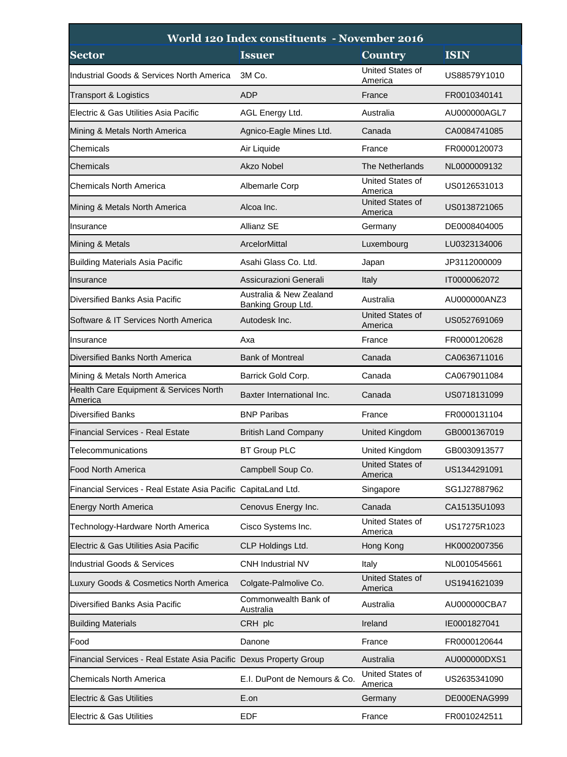| World 120 Index constituents - November 2016 | | | |
|---|---|---|---|
| **Sector** | **Issuer** | **Country** | **ISIN** |
| Industrial Goods & Services North America | 3M Co. | United States of America | US88579Y1010 |
| Transport & Logistics | ADP | France | FR0010340141 |
| Electric & Gas Utilities Asia Pacific | AGL Energy Ltd. | Australia | AU000000AGL7 |
| Mining & Metals North America | Agnico-Eagle Mines Ltd. | Canada | CA0084741085 |
| Chemicals | Air Liquide | France | FR0000120073 |
| Chemicals | Akzo Nobel | The Netherlands | NL0000009132 |
| Chemicals North America | Albemarle Corp | United States of America | US0126531013 |
| Mining & Metals North America | Alcoa Inc. | United States of America | US0138721065 |
| Insurance | Allianz SE | Germany | DE0008404005 |
| Mining & Metals | ArcelorMittal | Luxembourg | LU0323134006 |
| Building Materials Asia Pacific | Asahi Glass Co. Ltd. | Japan | JP3112000009 |
| Insurance | Assicurazioni Generali | Italy | IT0000062072 |
| Diversified Banks Asia Pacific | Australia & New Zealand Banking Group Ltd. | Australia | AU000000ANZ3 |
| Software & IT Services North America | Autodesk Inc. | United States of America | US0527691069 |
| Insurance | Axa | France | FR0000120628 |
| Diversified Banks North America | Bank of Montreal | Canada | CA0636711016 |
| Mining & Metals North America | Barrick Gold Corp. | Canada | CA0679011084 |
| Health Care Equipment & Services North America | Baxter International Inc. | Canada | US0718131099 |
| Diversified Banks | BNP Paribas | France | FR0000131104 |
| Financial Services - Real Estate | British Land Company | United Kingdom | GB0001367019 |
| Telecommunications | BT Group PLC | United Kingdom | GB0030913577 |
| Food North America | Campbell Soup Co. | United States of America | US1344291091 |
| Financial Services - Real Estate Asia Pacific | CapitaLand Ltd. | Singapore | SG1J27887962 |
| Energy North America | Cenovus Energy Inc. | Canada | CA15135U1093 |
| Technology-Hardware North America | Cisco Systems Inc. | United States of America | US17275R1023 |
| Electric & Gas Utilities Asia Pacific | CLP Holdings Ltd. | Hong Kong | HK0002007356 |
| Industrial Goods & Services | CNH Industrial NV | Italy | NL0010545661 |
| Luxury Goods & Cosmetics North America | Colgate-Palmolive Co. | United States of America | US1941621039 |
| Diversified Banks Asia Pacific | Commonwealth Bank of Australia | Australia | AU000000CBA7 |
| Building Materials | CRH plc | Ireland | IE0001827041 |
| Food | Danone | France | FR0000120644 |
| Financial Services - Real Estate Asia Pacific | Dexus Property Group | Australia | AU000000DXS1 |
| Chemicals North America | E.I. DuPont de Nemours & Co. | United States of America | US2635341090 |
| Electric & Gas Utilities | E.on | Germany | DE000ENAG999 |
| Electric & Gas Utilities | EDF | France | FR0010242511 |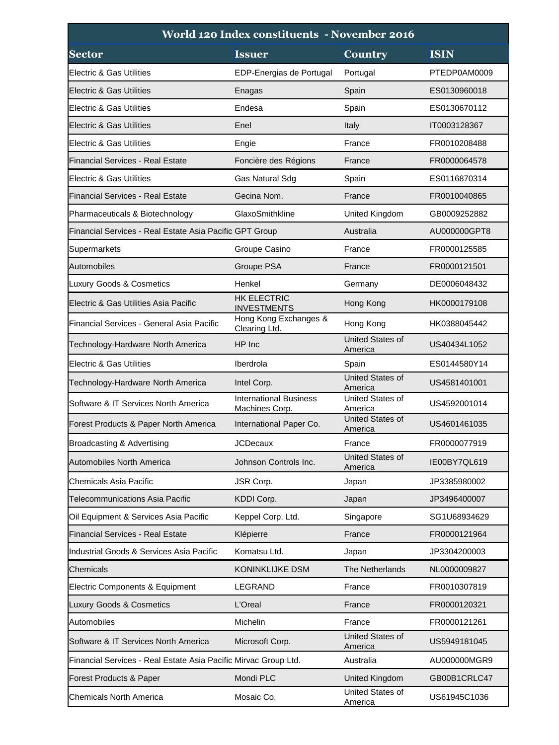| World 120 Index constituents - November 2016 | | | |
|---|---|---|---|
| **Sector** | **Issuer** | **Country** | **ISIN** |
| Electric & Gas Utilities | EDP-Energias de Portugal | Portugal | PTEDP0AM0009 |
| Electric & Gas Utilities | Enagas | Spain | ES0130960018 |
| Electric & Gas Utilities | Endesa | Spain | ES0130670112 |
| Electric & Gas Utilities | Enel | Italy | IT0003128367 |
| Electric & Gas Utilities | Engie | France | FR0010208488 |
| Financial Services - Real Estate | Foncière des Régions | France | FR0000064578 |
| Electric & Gas Utilities | Gas Natural Sdg | Spain | ES0116870314 |
| Financial Services - Real Estate | Gecina Nom. | France | FR0010040865 |
| Pharmaceuticals & Biotechnology | GlaxoSmithkline | United Kingdom | GB0009252882 |
| Financial Services - Real Estate Asia Pacific | GPT Group | Australia | AU000000GPT8 |
| Supermarkets | Groupe Casino | France | FR0000125585 |
| Automobiles | Groupe PSA | France | FR0000121501 |
| Luxury Goods & Cosmetics | Henkel | Germany | DE0006048432 |
| Electric & Gas Utilities Asia Pacific | HK ELECTRIC INVESTMENTS | Hong Kong | HK0000179108 |
| Financial Services - General Asia Pacific | Hong Kong Exchanges & Clearing Ltd. | Hong Kong | HK0388045442 |
| Technology-Hardware North America | HP Inc | United States of America | US40434L1052 |
| Electric & Gas Utilities | Iberdrola | Spain | ES0144580Y14 |
| Technology-Hardware North America | Intel Corp. | United States of America | US4581401001 |
| Software & IT Services North America | International Business Machines Corp. | United States of America | US4592001014 |
| Forest Products & Paper North America | International Paper Co. | United States of America | US4601461035 |
| Broadcasting & Advertising | JCDecaux | France | FR0000077919 |
| Automobiles North America | Johnson Controls Inc. | United States of America | IE00BY7QL619 |
| Chemicals Asia Pacific | JSR Corp. | Japan | JP3385980002 |
| Telecommunications Asia Pacific | KDDI Corp. | Japan | JP3496400007 |
| Oil Equipment & Services Asia Pacific | Keppel Corp. Ltd. | Singapore | SG1U68934629 |
| Financial Services - Real Estate | Klépierre | France | FR0000121964 |
| Industrial Goods & Services Asia Pacific | Komatsu Ltd. | Japan | JP3304200003 |
| Chemicals | KONINKLIJKE DSM | The Netherlands | NL0000009827 |
| Electric Components & Equipment | LEGRAND | France | FR0010307819 |
| Luxury Goods & Cosmetics | L'Oreal | France | FR0000120321 |
| Automobiles | Michelin | France | FR0000121261 |
| Software & IT Services North America | Microsoft Corp. | United States of America | US5949181045 |
| Financial Services - Real Estate Asia Pacific | Mirvac Group Ltd. | Australia | AU000000MGR9 |
| Forest Products & Paper | Mondi PLC | United Kingdom | GB00B1CRLC47 |
| Chemicals North America | Mosaic Co. | United States of America | US61945C1036 |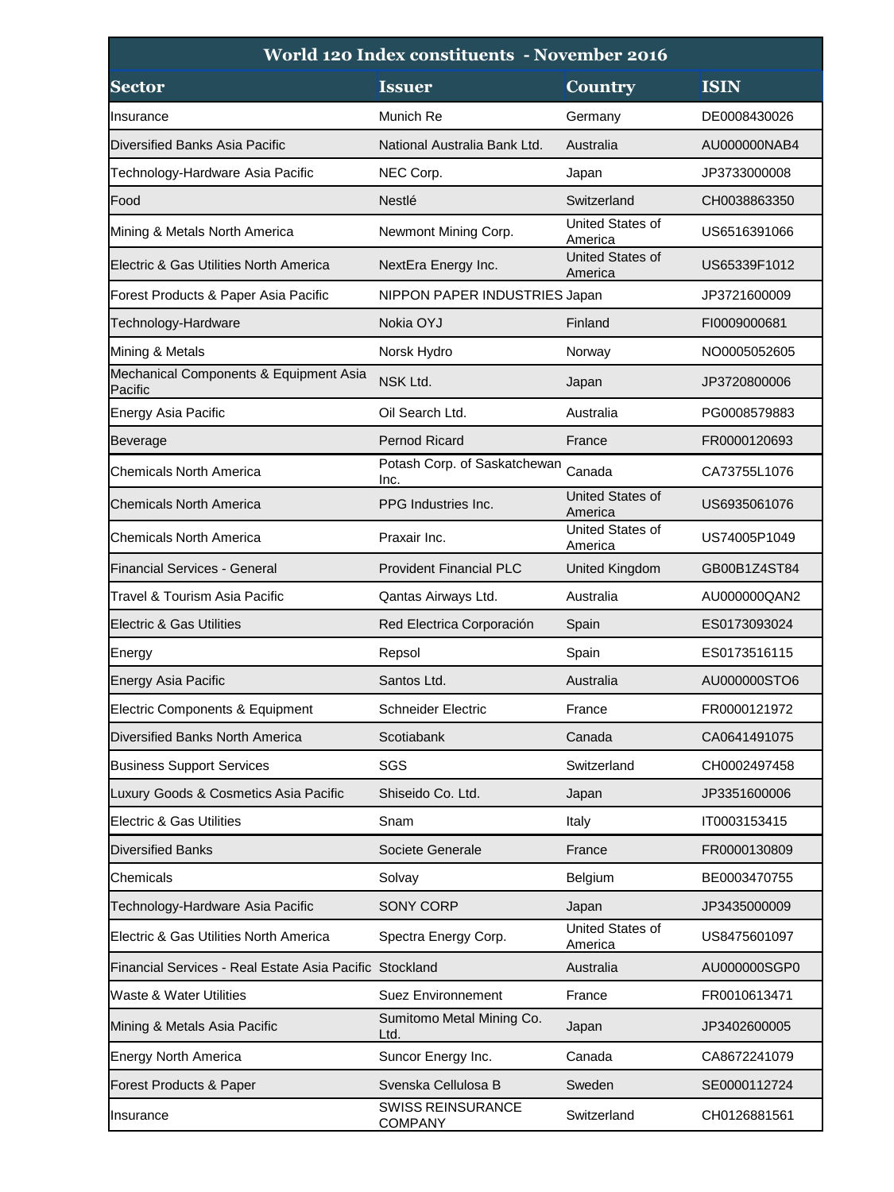| World 120 Index constituents - November 2016 | | | |
|---|---|---|---|
| **Sector** | **Issuer** | **Country** | **ISIN** |
| Insurance | Munich Re | Germany | DE0008430026 |
| Diversified Banks Asia Pacific | National Australia Bank Ltd. | Australia | AU000000NAB4 |
| Technology-Hardware Asia Pacific | NEC Corp. | Japan | JP3733000008 |
| Food | Nestlé | Switzerland | CH0038863350 |
| Mining & Metals North America | Newmont Mining Corp. | United States of America | US6516391066 |
| Electric & Gas Utilities North America | NextEra Energy Inc. | United States of America | US65339F1012 |
| Forest Products & Paper Asia Pacific | NIPPON PAPER INDUSTRIES | Japan | JP3721600009 |
| Technology-Hardware | Nokia OYJ | Finland | FI0009000681 |
| Mining & Metals | Norsk Hydro | Norway | NO0005052605 |
| Mechanical Components & Equipment Asia Pacific | NSK Ltd. | Japan | JP3720800006 |
| Energy Asia Pacific | Oil Search Ltd. | Australia | PG0008579883 |
| Beverage | Pernod Ricard | France | FR0000120693 |
| Chemicals North America | Potash Corp. of Saskatchewan Inc. | Canada | CA73755L1076 |
| Chemicals North America | PPG Industries Inc. | United States of America | US6935061076 |
| Chemicals North America | Praxair Inc. | United States of America | US74005P1049 |
| Financial Services - General | Provident Financial PLC | United Kingdom | GB00B1Z4ST84 |
| Travel & Tourism Asia Pacific | Qantas Airways Ltd. | Australia | AU000000QAN2 |
| Electric & Gas Utilities | Red Electrica Corporación | Spain | ES0173093024 |
| Energy | Repsol | Spain | ES0173516115 |
| Energy Asia Pacific | Santos Ltd. | Australia | AU000000STO6 |
| Electric Components & Equipment | Schneider Electric | France | FR0000121972 |
| Diversified Banks North America | Scotiabank | Canada | CA0641491075 |
| Business Support Services | SGS | Switzerland | CH0002497458 |
| Luxury Goods & Cosmetics Asia Pacific | Shiseido Co. Ltd. | Japan | JP3351600006 |
| Electric & Gas Utilities | Snam | Italy | IT0003153415 |
| Diversified Banks | Societe Generale | France | FR0000130809 |
| Chemicals | Solvay | Belgium | BE0003470755 |
| Technology-Hardware Asia Pacific | SONY CORP | Japan | JP3435000009 |
| Electric & Gas Utilities North America | Spectra Energy Corp. | United States of America | US8475601097 |
| Financial Services - Real Estate Asia Pacific | Stockland | Australia | AU000000SGP0 |
| Waste & Water Utilities | Suez Environnement | France | FR0010613471 |
| Mining & Metals Asia Pacific | Sumitomo Metal Mining Co. Ltd. | Japan | JP3402600005 |
| Energy North America | Suncor Energy Inc. | Canada | CA8672241079 |
| Forest Products & Paper | Svenska Cellulosa B | Sweden | SE0000112724 |
| Insurance | SWISS REINSURANCE COMPANY | Switzerland | CH0126881561 |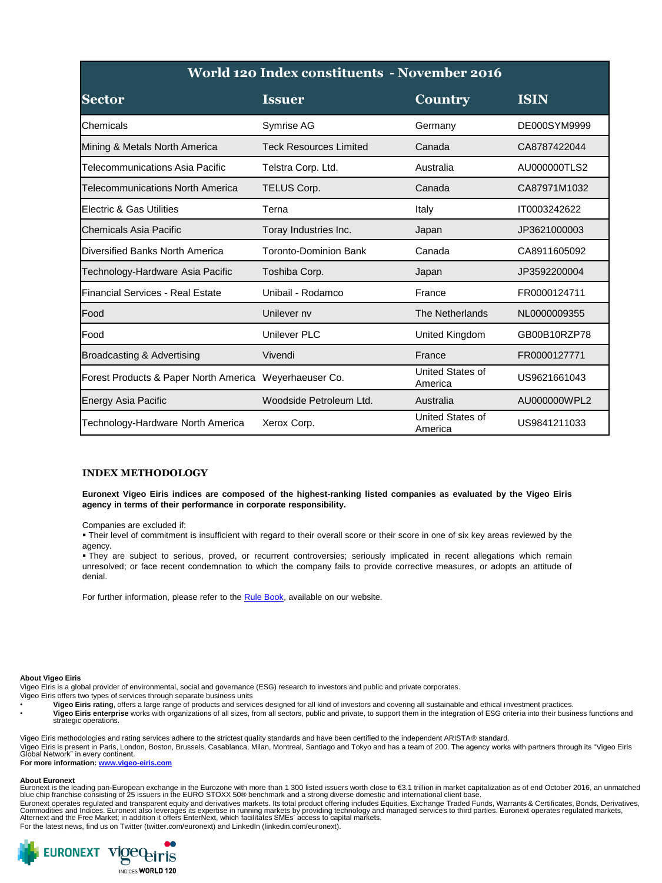| World 120 Index constituents - November 2016 | | | |
|---|---|---|---|
| **Sector** | **Issuer** | **Country** | **ISIN** |
| Chemicals | Symrise AG | Germany | DE000SYM9999 |
| Mining & Metals North America | Teck Resources Limited | Canada | CA8787422044 |
| Telecommunications Asia Pacific | Telstra Corp. Ltd. | Australia | AU000000TLS2 |
| Telecommunications North America | TELUS Corp. | Canada | CA87971M1032 |
| Electric & Gas Utilities | Terna | Italy | IT0003242622 |
| Chemicals Asia Pacific | Toray Industries Inc. | Japan | JP3621000003 |
| Diversified Banks North America | Toronto-Dominion Bank | Canada | CA8911605092 |
| Technology-Hardware Asia Pacific | Toshiba Corp. | Japan | JP3592200004 |
| Financial Services - Real Estate | Unibail - Rodamco | France | FR0000124711 |
| Food | Unilever nv | The Netherlands | NL0000009355 |
| Food | Unilever PLC | United Kingdom | GB00B10RZP78 |
| Broadcasting & Advertising | Vivendi | France | FR0000127771 |
| Forest Products & Paper North America | Weyerhaeuser Co. | United States of America | US9621661043 |
| Energy Asia Pacific | Woodside Petroleum Ltd. | Australia | AU000000WPL2 |
| Technology-Hardware North America | Xerox Corp. | United States of America | US9841211033 |

## INDEX METHODOLOGY

**Euronext Vigeo Eiris indices are composed of the highest-ranking listed companies as evaluated by the Vigeo Eiris agency in terms of their performance in corporate responsibility.**

Companies are excluded if:

- Their level of commitment is insufficient with regard to their overall score or their score in one of six key areas reviewed by the agency.
- They are subject to serious, proved, or recurrent controversies; seriously implicated in recent allegations which remain unresolved; or face recent condemnation to which the company fails to provide corrective measures, or adopts an attitude of denial.

For further information, please refer to the Rule Book, available on our website.

**About Vigeo Eiris**

Vigeo Eiris is a global provider of environmental, social and governance (ESG) research to investors and public and private corporates.
Vigeo Eiris offers two types of services through separate business units

- **Vigeo Eiris rating**, offers a large range of products and services designed for all kind of investors and covering all sustainable and ethical investment practices.
- **Vigeo Eiris enterprise** works with organizations of all sizes, from all sectors, public and private, to support them in the integration of ESG criteria into their business functions and strategic operations.

Vigeo Eiris methodologies and rating services adhere to the strictest quality standards and have been certified to the independent ARISTA® standard.
Vigeo Eiris is present in Paris, London, Boston, Brussels, Casablanca, Milan, Montreal, Santiago and Tokyo and has a team of 200. The agency works with partners through its "Vigeo Eiris Global Network" in every continent.
**For more information: www.vigeo-eiris.com**

**About Euronext**

Euronext is the leading pan-European exchange in the Eurozone with more than 1 300 listed issuers worth close to €3.1 trillion in market capitalization as of end October 2016, an unmatched blue chip franchise consisting of 25 issuers in the EURO STOXX 50® benchmark and a strong diverse domestic and international client base.
Euronext operates regulated and transparent equity and derivatives markets. Its total product offering includes Equities, Exchange Traded Funds, Warrants & Certificates, Bonds, Derivatives, Commodities and Indices. Euronext also leverages its expertise in running markets by providing technology and managed services to third parties. Euronext operates regulated markets, Alternext and the Free Market; in addition it offers EnterNext, which facilitates SMEs' access to capital markets.
For the latest news, find us on Twitter (twitter.com/euronext) and LinkedIn (linkedin.com/euronext).

EURONEXT vigeo eiris INDICES WORLD 120